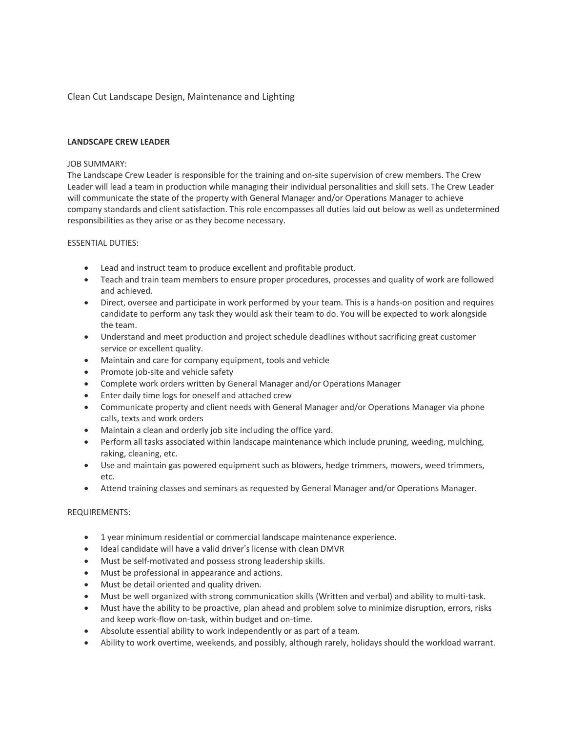Clean Cut Landscape Design, Maintenance and Lighting

**LANDSCAPE CREW LEADER**

JOB SUMMARY:
The Landscape Crew Leader is responsible for the training and on-site supervision of crew members. The Crew Leader will lead a team in production while managing their individual personalities and skill sets. The Crew Leader will communicate the state of the property with General Manager and/or Operations Manager to achieve company standards and client satisfaction. This role encompasses all duties laid out below as well as undetermined responsibilities as they arise or as they become necessary.

ESSENTIAL DUTIES:

- Lead and instruct team to produce excellent and profitable product.
- Teach and train team members to ensure proper procedures, processes and quality of work are followed and achieved.
- Direct, oversee and participate in work performed by your team. This is a hands-on position and requires candidate to perform any task they would ask their team to do. You will be expected to work alongside the team.
- Understand and meet production and project schedule deadlines without sacrificing great customer service or excellent quality.
- Maintain and care for company equipment, tools and vehicle
- Promote job-site and vehicle safety
- Complete work orders written by General Manager and/or Operations Manager
- Enter daily time logs for oneself and attached crew
- Communicate property and client needs with General Manager and/or Operations Manager via phone calls, texts and work orders
- Maintain a clean and orderly job site including the office yard.
- Perform all tasks associated within landscape maintenance which include pruning, weeding, mulching, raking, cleaning, etc.
- Use and maintain gas powered equipment such as blowers, hedge trimmers, mowers, weed trimmers, etc.
- Attend training classes and seminars as requested by General Manager and/or Operations Manager.

REQUIREMENTS:

- 1 year minimum residential or commercial landscape maintenance experience.
- Ideal candidate will have a valid driver's license with clean DMVR
- Must be self-motivated and possess strong leadership skills.
- Must be professional in appearance and actions.
- Must be detail oriented and quality driven.
- Must be well organized with strong communication skills (Written and verbal) and ability to multi-task.
- Must have the ability to be proactive, plan ahead and problem solve to minimize disruption, errors, risks and keep work-flow on-task, within budget and on-time.
- Absolute essential ability to work independently or as part of a team.
- Ability to work overtime, weekends, and possibly, although rarely, holidays should the workload warrant.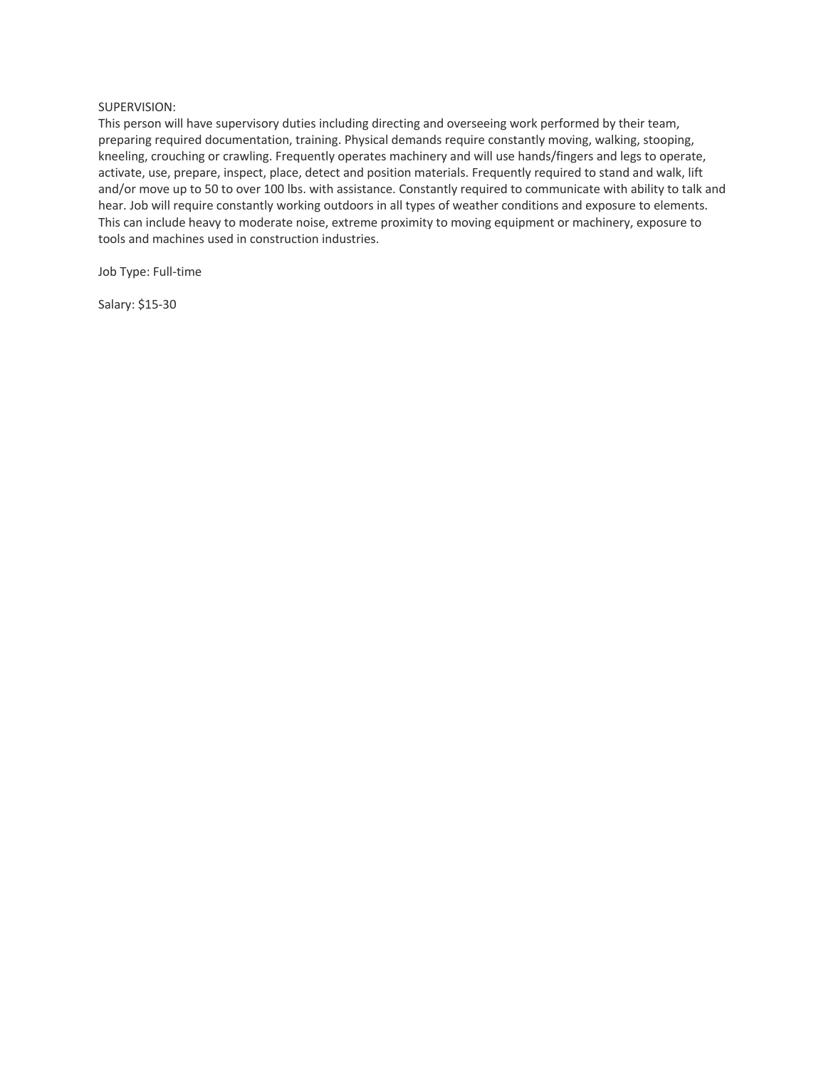SUPERVISION:
This person will have supervisory duties including directing and overseeing work performed by their team, preparing required documentation, training. Physical demands require constantly moving, walking, stooping, kneeling, crouching or crawling. Frequently operates machinery and will use hands/fingers and legs to operate, activate, use, prepare, inspect, place, detect and position materials. Frequently required to stand and walk, lift and/or move up to 50 to over 100 lbs. with assistance. Constantly required to communicate with ability to talk and hear. Job will require constantly working outdoors in all types of weather conditions and exposure to elements. This can include heavy to moderate noise, extreme proximity to moving equipment or machinery, exposure to tools and machines used in construction industries.

Job Type: Full-time

Salary: $15-30